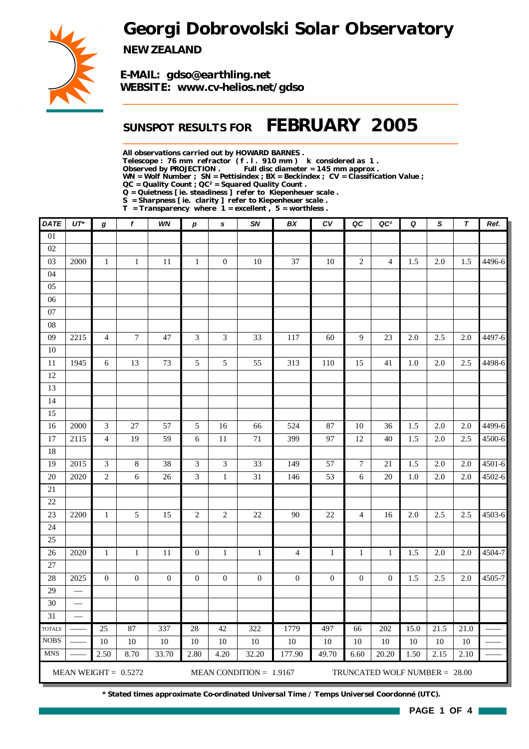# Georgi Dobrovolski Solar Observatory

**NEW ZEALAND**

**E-MAIL: gdso@earthling.net**
**WEBSITE: www.cv-helios.net/gdso**

## SUNSPOT RESULTS FOR FEBRUARY 2005

**All observations carried out by HOWARD BARNES .**
**Telescope : 76 mm refractor ( f . l . 910 mm ) k considered as 1 .**
**Observed by PROJECTION . Full disc diameter = 145 mm approx .**
**WN = Wolf Number ; SN = Pettisindex ; BX = Beckindex ; CV = Classification Value ;**
**QC = Quality Count ; QC² = Squared Quality Count .**
**Q = Quietness [ ie. steadiness ] refer to Kiepenheuer scale .**
**S = Sharpness [ ie. clarity ] refer to Kiepenheuer scale .**
**T = Transparency where 1 = excellent , 5 = worthless .**

| DATE | UT* | g | f | WN | p | s | SN | BX | CV | QC | QC² | Q | S | T | Ref. |
|---|---|---|---|---|---|---|---|---|---|---|---|---|---|---|---|
| 01 | | | | | | | | | | | | | | | |
| 02 | | | | | | | | | | | | | | | |
| 03 | 2000 | 1 | 1 | 11 | 1 | 0 | 10 | 37 | 10 | 2 | 4 | 1.5 | 2.0 | 1.5 | 4496-6 |
| 04 | | | | | | | | | | | | | | | |
| 05 | | | | | | | | | | | | | | | |
| 06 | | | | | | | | | | | | | | | |
| 07 | | | | | | | | | | | | | | | |
| 08 | | | | | | | | | | | | | | | |
| 09 | 2215 | 4 | 7 | 47 | 3 | 3 | 33 | 117 | 60 | 9 | 23 | 2.0 | 2.5 | 2.0 | 4497-6 |
| 10 | | | | | | | | | | | | | | | |
| 11 | 1945 | 6 | 13 | 73 | 5 | 5 | 55 | 313 | 110 | 15 | 41 | 1.0 | 2.0 | 2.5 | 4498-6 |
| 12 | | | | | | | | | | | | | | | |
| 13 | | | | | | | | | | | | | | | |
| 14 | | | | | | | | | | | | | | | |
| 15 | | | | | | | | | | | | | | | |
| 16 | 2000 | 3 | 27 | 57 | 5 | 16 | 66 | 524 | 87 | 10 | 36 | 1.5 | 2.0 | 2.0 | 4499-6 |
| 17 | 2115 | 4 | 19 | 59 | 6 | 11 | 71 | 399 | 97 | 12 | 40 | 1.5 | 2.0 | 2.5 | 4500-6 |
| 18 | | | | | | | | | | | | | | | |
| 19 | 2015 | 3 | 8 | 38 | 3 | 3 | 33 | 149 | 57 | 7 | 21 | 1.5 | 2.0 | 2.0 | 4501-6 |
| 20 | 2020 | 2 | 6 | 26 | 3 | 1 | 31 | 146 | 53 | 6 | 20 | 1.0 | 2.0 | 2.0 | 4502-6 |
| 21 | | | | | | | | | | | | | | | |
| 22 | | | | | | | | | | | | | | | |
| 23 | 2200 | 1 | 5 | 15 | 2 | 2 | 22 | 90 | 22 | 4 | 16 | 2.0 | 2.5 | 2.5 | 4503-6 |
| 24 | | | | | | | | | | | | | | | |
| 25 | | | | | | | | | | | | | | | |
| 26 | 2020 | 1 | 1 | 11 | 0 | 1 | 1 | 4 | 1 | 1 | 1 | 1.5 | 2.0 | 2.0 | 4504-7 |
| 27 | | | | | | | | | | | | | | | |
| 28 | 2025 | 0 | 0 | 0 | 0 | 0 | 0 | 0 | 0 | 0 | 0 | 1.5 | 2.5 | 2.0 | 4505-7 |
| 29 | — | | | | | | | | | | | | | | |
| 30 | — | | | | | | | | | | | | | | |
| 31 | — | | | | | | | | | | | | | | |
| TOTALS | —— | 25 | 87 | 337 | 28 | 42 | 322 | 1779 | 497 | 66 | 202 | 15.0 | 21.5 | 21.0 | —— |
| NOBS | —— | 10 | 10 | 10 | 10 | 10 | 10 | 10 | 10 | 10 | 10 | 10 | 10 | 10 | —— |
| MNS | —— | 2.50 | 8.70 | 33.70 | 2.80 | 4.20 | 32.20 | 177.90 | 49.70 | 6.60 | 20.20 | 1.50 | 2.15 | 2.10 | —— |

MEAN WEIGHT = 0.5272 MEAN CONDITION = 1.9167 TRUNCATED WOLF NUMBER = 28.00

**\* Stated times approximate Co-ordinated Universal Time / Temps Universel Coordonné (UTC).**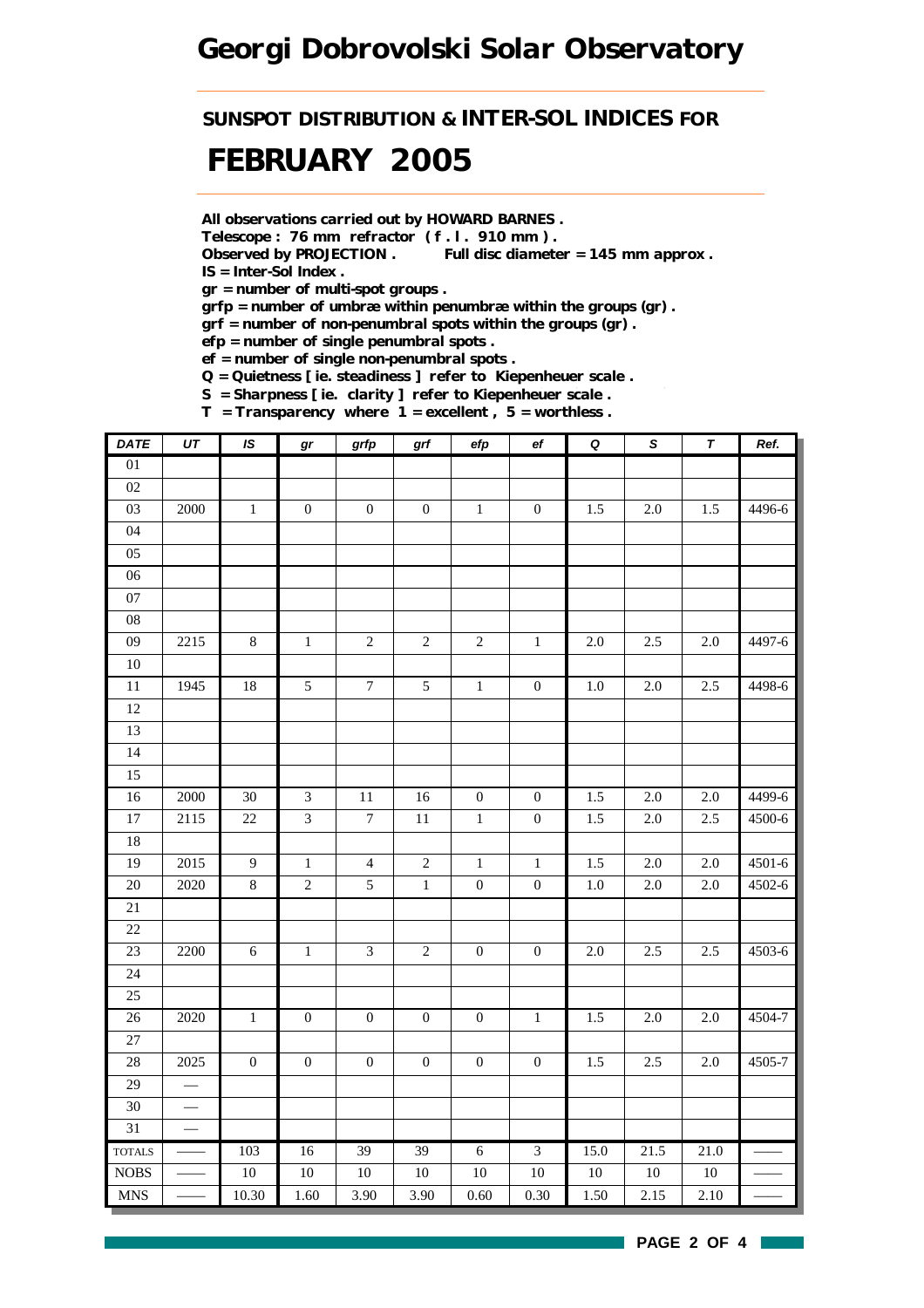# Georgi Dobrovolski Solar Observatory

## SUNSPOT DISTRIBUTION & INTER-SOL INDICES FOR

# FEBRUARY 2005

**All observations carried out by HOWARD BARNES .**
**Telescope : 76 mm refractor ( f . l . 910 mm ) .**
**Observed by PROJECTION .  Full disc diameter = 145 mm approx .**
**IS = Inter-Sol Index .**
**gr = number of multi-spot groups .**
**grfp = number of umbræ within penumbræ within the groups (gr) .**
**grf = number of non-penumbral spots within the groups (gr) .**
**efp = number of single penumbral spots .**
**ef = number of single non-penumbral spots .**
**Q = Quietness [ ie. steadiness ] refer to Kiepenheuer scale .**
**S = Sharpness [ ie. clarity ] refer to Kiepenheuer scale .**
**T = Transparency where 1 = excellent , 5 = worthless .**

| DATE | UT | IS | gr | grfp | grf | efp | ef | Q | S | T | Ref. |
|---|---|---|---|---|---|---|---|---|---|---|---|
| 01 | | | | | | | | | | | |
| 02 | | | | | | | | | | | |
| 03 | 2000 | 1 | 0 | 0 | 0 | 1 | 0 | 1.5 | 2.0 | 1.5 | 4496-6 |
| 04 | | | | | | | | | | | |
| 05 | | | | | | | | | | | |
| 06 | | | | | | | | | | | |
| 07 | | | | | | | | | | | |
| 08 | | | | | | | | | | | |
| 09 | 2215 | 8 | 1 | 2 | 2 | 2 | 1 | 2.0 | 2.5 | 2.0 | 4497-6 |
| 10 | | | | | | | | | | | |
| 11 | 1945 | 18 | 5 | 7 | 5 | 1 | 0 | 1.0 | 2.0 | 2.5 | 4498-6 |
| 12 | | | | | | | | | | | |
| 13 | | | | | | | | | | | |
| 14 | | | | | | | | | | | |
| 15 | | | | | | | | | | | |
| 16 | 2000 | 30 | 3 | 11 | 16 | 0 | 0 | 1.5 | 2.0 | 2.0 | 4499-6 |
| 17 | 2115 | 22 | 3 | 7 | 11 | 1 | 0 | 1.5 | 2.0 | 2.5 | 4500-6 |
| 18 | | | | | | | | | | | |
| 19 | 2015 | 9 | 1 | 4 | 2 | 1 | 1 | 1.5 | 2.0 | 2.0 | 4501-6 |
| 20 | 2020 | 8 | 2 | 5 | 1 | 0 | 0 | 1.0 | 2.0 | 2.0 | 4502-6 |
| 21 | | | | | | | | | | | |
| 22 | | | | | | | | | | | |
| 23 | 2200 | 6 | 1 | 3 | 2 | 0 | 0 | 2.0 | 2.5 | 2.5 | 4503-6 |
| 24 | | | | | | | | | | | |
| 25 | | | | | | | | | | | |
| 26 | 2020 | 1 | 0 | 0 | 0 | 0 | 1 | 1.5 | 2.0 | 2.0 | 4504-7 |
| 27 | | | | | | | | | | | |
| 28 | 2025 | 0 | 0 | 0 | 0 | 0 | 0 | 1.5 | 2.5 | 2.0 | 4505-7 |
| 29 | — | | | | | | | | | | |
| 30 | — | | | | | | | | | | |
| 31 | — | | | | | | | | | | |
| TOTALS | —— | 103 | 16 | 39 | 39 | 6 | 3 | 15.0 | 21.5 | 21.0 | —— |
| NOBS | —— | 10 | 10 | 10 | 10 | 10 | 10 | 10 | 10 | 10 | —— |
| MNS | —— | 10.30 | 1.60 | 3.90 | 3.90 | 0.60 | 0.30 | 1.50 | 2.15 | 2.10 | —— |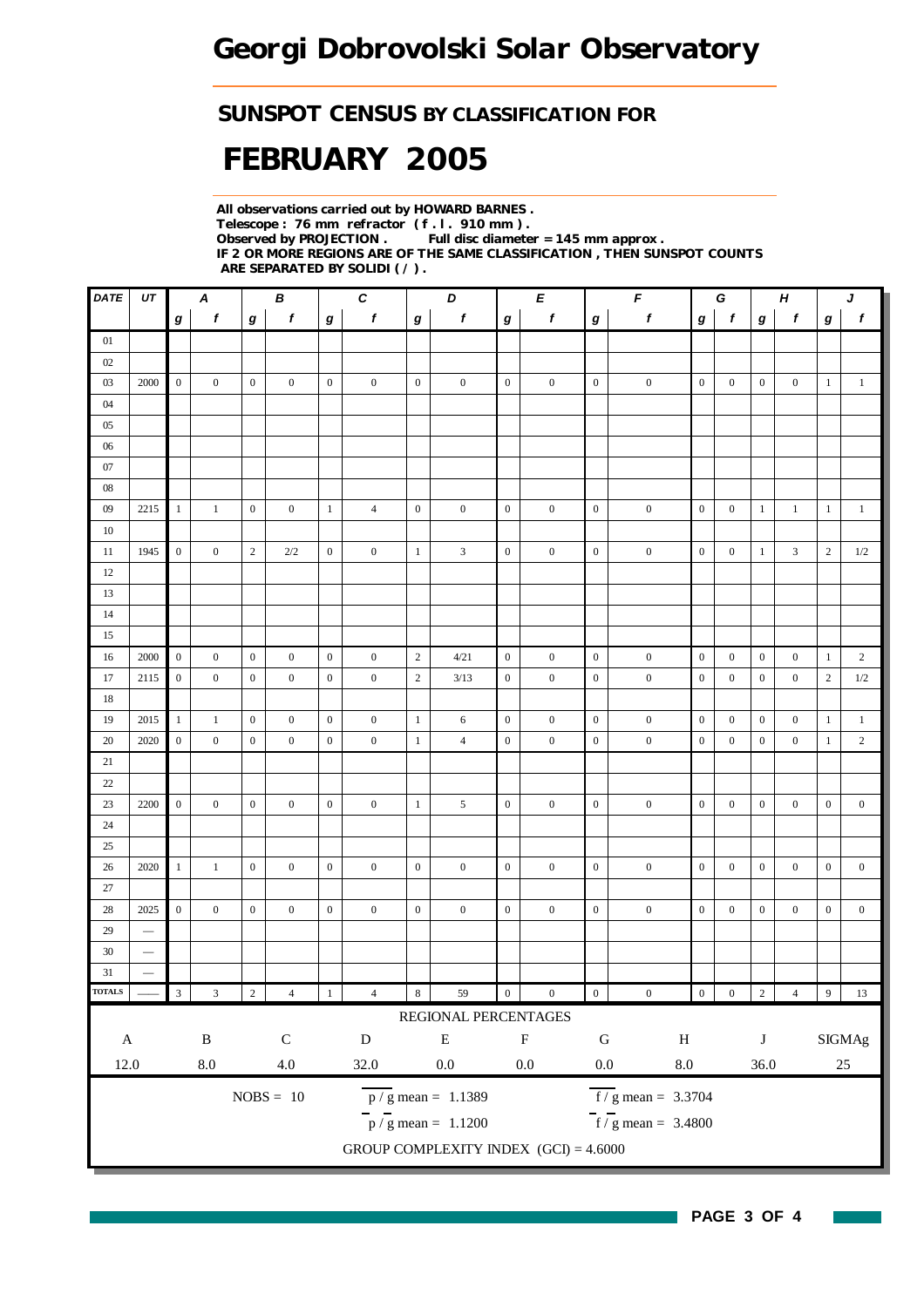# Georgi Dobrovolski Solar Observatory

## SUNSPOT CENSUS BY CLASSIFICATION FOR

# FEBRUARY 2005

**All observations carried out by HOWARD BARNES .**
**Telescope : 76 mm refractor ( f . l . 910 mm ) .**
**Observed by PROJECTION . Full disc diameter = 145 mm approx .**
**IF 2 OR MORE REGIONS ARE OF THE SAME CLASSIFICATION , THEN SUNSPOT COUNTS ARE SEPARATED BY SOLIDI ( / ) .**

| DATE | UT | A | | B | | C | | D | | E | | F | | G | | H | | J | |
|---|---|---|---|---|---|---|---|---|---|---|---|---|---|---|---|---|---|---|---|
| | | g | f | g | f | g | f | g | f | g | f | g | f | g | f | g | f | g | f |
| 01 | | | | | | | | | | | | | | | | | | | |
| 02 | | | | | | | | | | | | | | | | | | | |
| 03 | 2000 | 0 | 0 | 0 | 0 | 0 | 0 | 0 | 0 | 0 | 0 | 0 | 0 | 0 | 0 | 0 | 0 | 1 | 1 |
| 04 | | | | | | | | | | | | | | | | | | | |
| 05 | | | | | | | | | | | | | | | | | | | |
| 06 | | | | | | | | | | | | | | | | | | | |
| 07 | | | | | | | | | | | | | | | | | | | |
| 08 | | | | | | | | | | | | | | | | | | | |
| 09 | 2215 | 1 | 1 | 0 | 0 | 1 | 4 | 0 | 0 | 0 | 0 | 0 | 0 | 0 | 0 | 1 | 1 | 1 | 1 |
| 10 | | | | | | | | | | | | | | | | | | | |
| 11 | 1945 | 0 | 0 | 2 | 2/2 | 0 | 0 | 1 | 3 | 0 | 0 | 0 | 0 | 0 | 0 | 1 | 3 | 2 | 1/2 |
| 12 | | | | | | | | | | | | | | | | | | | |
| 13 | | | | | | | | | | | | | | | | | | | |
| 14 | | | | | | | | | | | | | | | | | | | |
| 15 | | | | | | | | | | | | | | | | | | | |
| 16 | 2000 | 0 | 0 | 0 | 0 | 0 | 0 | 2 | 4/21 | 0 | 0 | 0 | 0 | 0 | 0 | 0 | 0 | 1 | 2 |
| 17 | 2115 | 0 | 0 | 0 | 0 | 0 | 0 | 2 | 3/13 | 0 | 0 | 0 | 0 | 0 | 0 | 0 | 0 | 2 | 1/2 |
| 18 | | | | | | | | | | | | | | | | | | | |
| 19 | 2015 | 1 | 1 | 0 | 0 | 0 | 0 | 1 | 6 | 0 | 0 | 0 | 0 | 0 | 0 | 0 | 0 | 1 | 1 |
| 20 | 2020 | 0 | 0 | 0 | 0 | 0 | 0 | 1 | 4 | 0 | 0 | 0 | 0 | 0 | 0 | 0 | 0 | 1 | 2 |
| 21 | | | | | | | | | | | | | | | | | | | |
| 22 | | | | | | | | | | | | | | | | | | | |
| 23 | 2200 | 0 | 0 | 0 | 0 | 0 | 0 | 1 | 5 | 0 | 0 | 0 | 0 | 0 | 0 | 0 | 0 | 0 | 0 |
| 24 | | | | | | | | | | | | | | | | | | | |
| 25 | | | | | | | | | | | | | | | | | | | |
| 26 | 2020 | 1 | 1 | 0 | 0 | 0 | 0 | 0 | 0 | 0 | 0 | 0 | 0 | 0 | 0 | 0 | 0 | 0 | 0 |
| 27 | | | | | | | | | | | | | | | | | | | |
| 28 | 2025 | 0 | 0 | 0 | 0 | 0 | 0 | 0 | 0 | 0 | 0 | 0 | 0 | 0 | 0 | 0 | 0 | 0 | 0 |
| 29 | — | | | | | | | | | | | | | | | | | | |
| 30 | — | | | | | | | | | | | | | | | | | | |
| 31 | — | | | | | | | | | | | | | | | | | | |
| TOTALS | — | 3 | 3 | 2 | 4 | 1 | 4 | 8 | 59 | 0 | 0 | 0 | 0 | 0 | 0 | 2 | 4 | 9 | 13 |

REGIONAL PERCENTAGES

| A | B | C | D | E | F | G | H | J | SIGMAg |
|---|---|---|---|---|---|---|---|---|---|
| 12.0 | 8.0 | 4.0 | 32.0 | 0.0 | 0.0 | 0.0 | 8.0 | 36.0 | 25 |

NOBS = 10

$\overline{p / g}$ mean = 1.1389

$\overline{f / g}$ mean = 3.3704

$\bar{p} / \bar{g}$ mean = 1.1200

$\bar{f} / \bar{g}$ mean = 3.4800

GROUP COMPLEXITY INDEX (GCI) = 4.6000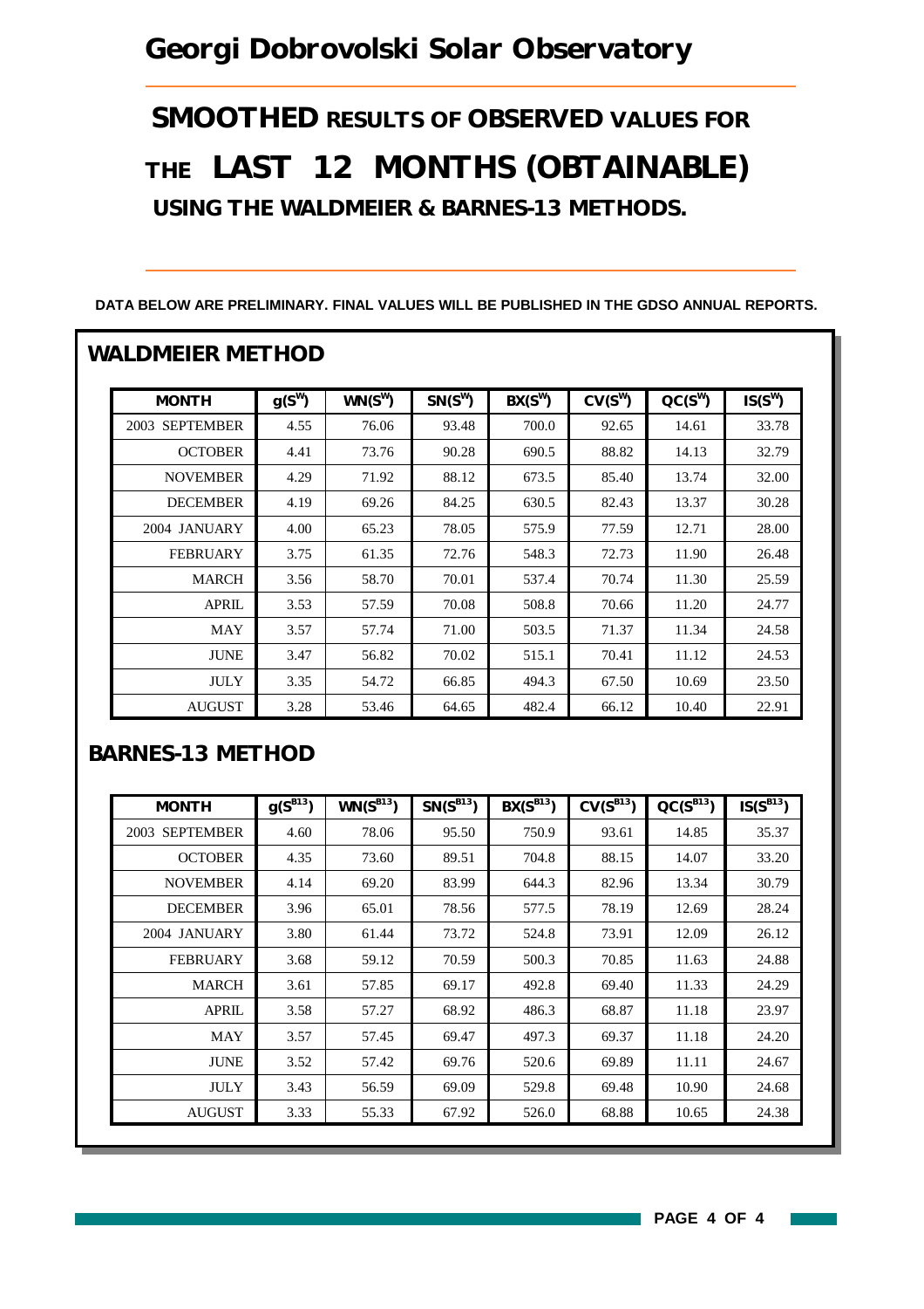# Georgi Dobrovolski Solar Observatory

## SMOOTHED RESULTS OF OBSERVED VALUES FOR THE LAST 12 MONTHS (OBTAINABLE) USING THE WALDMEIER & BARNES-13 METHODS.

**DATA BELOW ARE PRELIMINARY. FINAL VALUES WILL BE PUBLISHED IN THE GDSO ANNUAL REPORTS.**

## WALDMEIER METHOD

| MONTH | $g(S^W)$ | $WN(S^W)$ | $SN(S^W)$ | $BX(S^W)$ | $CV(S^W)$ | $QC(S^W)$ | $IS(S^W)$ |
|---|---|---|---|---|---|---|---|
| 2003 SEPTEMBER | 4.55 | 76.06 | 93.48 | 700.0 | 92.65 | 14.61 | 33.78 |
| OCTOBER | 4.41 | 73.76 | 90.28 | 690.5 | 88.82 | 14.13 | 32.79 |
| NOVEMBER | 4.29 | 71.92 | 88.12 | 673.5 | 85.40 | 13.74 | 32.00 |
| DECEMBER | 4.19 | 69.26 | 84.25 | 630.5 | 82.43 | 13.37 | 30.28 |
| 2004 JANUARY | 4.00 | 65.23 | 78.05 | 575.9 | 77.59 | 12.71 | 28.00 |
| FEBRUARY | 3.75 | 61.35 | 72.76 | 548.3 | 72.73 | 11.90 | 26.48 |
| MARCH | 3.56 | 58.70 | 70.01 | 537.4 | 70.74 | 11.30 | 25.59 |
| APRIL | 3.53 | 57.59 | 70.08 | 508.8 | 70.66 | 11.20 | 24.77 |
| MAY | 3.57 | 57.74 | 71.00 | 503.5 | 71.37 | 11.34 | 24.58 |
| JUNE | 3.47 | 56.82 | 70.02 | 515.1 | 70.41 | 11.12 | 24.53 |
| JULY | 3.35 | 54.72 | 66.85 | 494.3 | 67.50 | 10.69 | 23.50 |
| AUGUST | 3.28 | 53.46 | 64.65 | 482.4 | 66.12 | 10.40 | 22.91 |

## BARNES-13 METHOD

| MONTH | $g(S^{B13})$ | $WN(S^{B13})$ | $SN(S^{B13})$ | $BX(S^{B13})$ | $CV(S^{B13})$ | $QC(S^{B13})$ | $IS(S^{B13})$ |
|---|---|---|---|---|---|---|---|
| 2003 SEPTEMBER | 4.60 | 78.06 | 95.50 | 750.9 | 93.61 | 14.85 | 35.37 |
| OCTOBER | 4.35 | 73.60 | 89.51 | 704.8 | 88.15 | 14.07 | 33.20 |
| NOVEMBER | 4.14 | 69.20 | 83.99 | 644.3 | 82.96 | 13.34 | 30.79 |
| DECEMBER | 3.96 | 65.01 | 78.56 | 577.5 | 78.19 | 12.69 | 28.24 |
| 2004 JANUARY | 3.80 | 61.44 | 73.72 | 524.8 | 73.91 | 12.09 | 26.12 |
| FEBRUARY | 3.68 | 59.12 | 70.59 | 500.3 | 70.85 | 11.63 | 24.88 |
| MARCH | 3.61 | 57.85 | 69.17 | 492.8 | 69.40 | 11.33 | 24.29 |
| APRIL | 3.58 | 57.27 | 68.92 | 486.3 | 68.87 | 11.18 | 23.97 |
| MAY | 3.57 | 57.45 | 69.47 | 497.3 | 69.37 | 11.18 | 24.20 |
| JUNE | 3.52 | 57.42 | 69.76 | 520.6 | 69.89 | 11.11 | 24.67 |
| JULY | 3.43 | 56.59 | 69.09 | 529.8 | 69.48 | 10.90 | 24.68 |
| AUGUST | 3.33 | 55.33 | 67.92 | 526.0 | 68.88 | 10.65 | 24.38 |